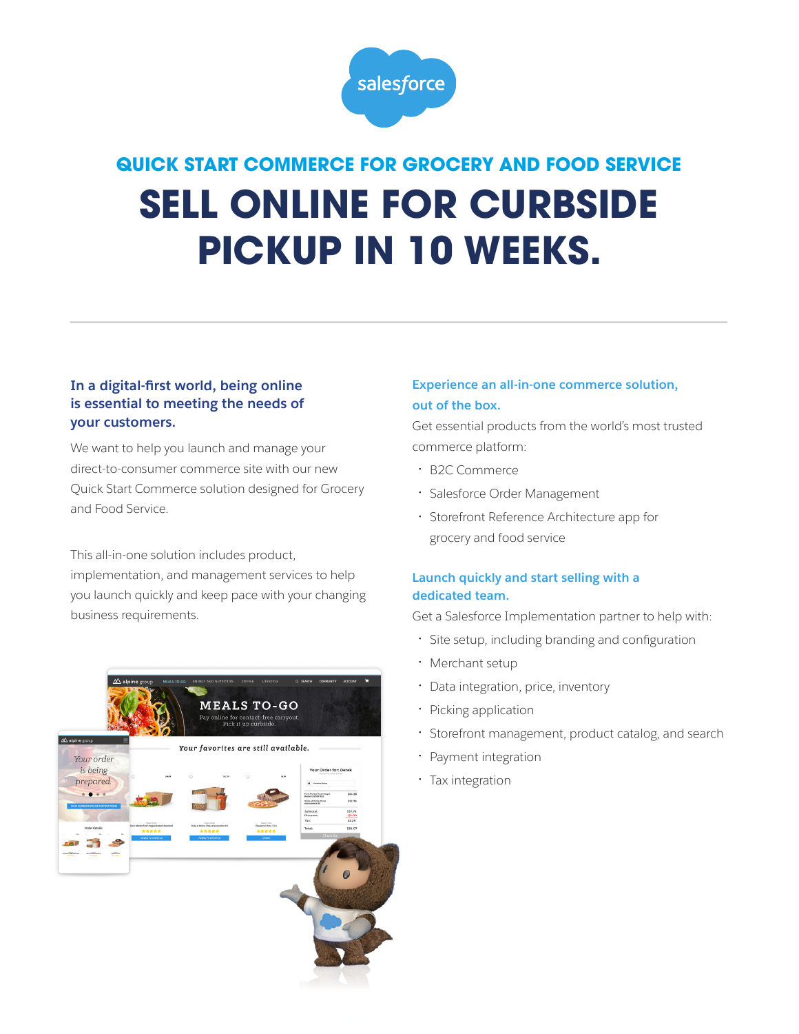## QUICK START COMMERCE FOR GROCERY AND FOOD SERVICE

# SELL ONLINE FOR CURBSIDE PICKUP IN 10 WEEKS.

---

### In a digital-first world, being online is essential to meeting the needs of your customers.

We want to help you launch and manage your direct-to-consumer commerce site with our new Quick Start Commerce solution designed for Grocery and Food Service.

This all-in-one solution includes product, implementation, and management services to help you launch quickly and keep pace with your changing business requirements.

### Experience an all-in-one commerce solution, out of the box.

Get essential products from the world's most trusted commerce platform:

- B2C Commerce
- Salesforce Order Management
- Storefront Reference Architecture app for grocery and food service

### Launch quickly and start selling with a dedicated team.

Get a Salesforce Implementation partner to help with:

- Site setup, including branding and configuration
- Merchant setup
- Data integration, price, inventory
- Picking application
- Storefront management, product catalog, and search
- Payment integration
- Tax integration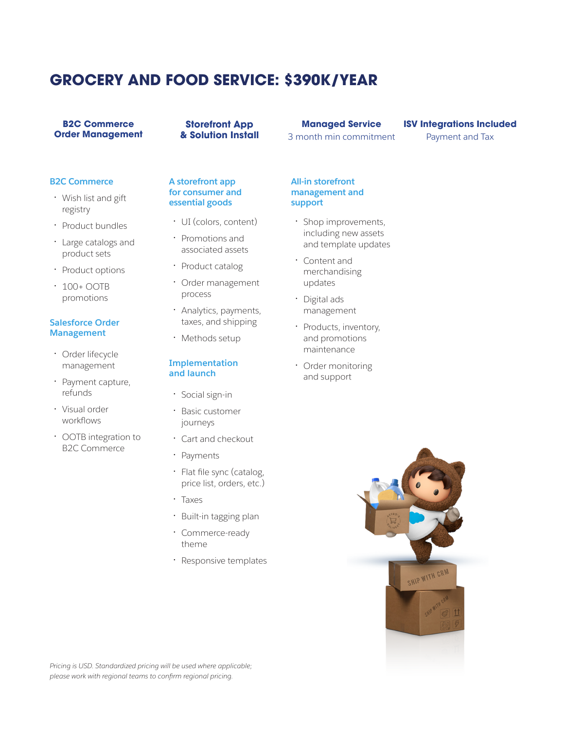# GROCERY AND FOOD SERVICE: $390K/YEAR

**B2C Commerce Order Management**

**Storefront App & Solution Install**

**Managed Service**
3 month min commitment

**ISV Integrations Included**
Payment and Tax

### B2C Commerce

- Wish list and gift registry
- Product bundles
- Large catalogs and product sets
- Product options
- 100+ OOTB promotions

### Salesforce Order Management

- Order lifecycle management
- Payment capture, refunds
- Visual order workflows
- OOTB integration to B2C Commerce

### A storefront app for consumer and essential goods

- UI (colors, content)
- Promotions and associated assets
- Product catalog
- Order management process
- Analytics, payments, taxes, and shipping
- Methods setup

### Implementation and launch

- Social sign-in
- Basic customer journeys
- Cart and checkout
- Payments
- Flat file sync (catalog, price list, orders, etc.)
- Taxes
- Built-in tagging plan
- Commerce-ready theme
- Responsive templates

### All-in storefront management and support

- Shop improvements, including new assets and template updates
- Content and merchandising updates
- Digital ads management
- Products, inventory, and promotions maintenance
- Order monitoring and support

*Pricing is USD. Standardized pricing will be used where applicable; please work with regional teams to confirm regional pricing.*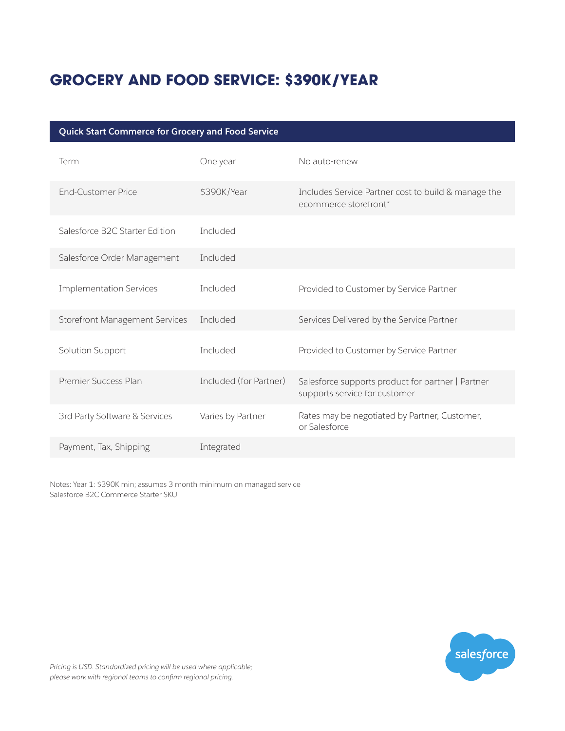# GROCERY AND FOOD SERVICE: $390K/YEAR

| Quick Start Commerce for Grocery and Food Service | | |
|---|---|---|
| Term | One year | No auto-renew |
| End-Customer Price | $390K/Year | Includes Service Partner cost to build & manage the ecommerce storefront* |
| Salesforce B2C Starter Edition | Included | |
| Salesforce Order Management | Included | |
| Implementation Services | Included | Provided to Customer by Service Partner |
| Storefront Management Services | Included | Services Delivered by the Service Partner |
| Solution Support | Included | Provided to Customer by Service Partner |
| Premier Success Plan | Included (for Partner) | Salesforce supports product for partner \| Partner supports service for customer |
| 3rd Party Software & Services | Varies by Partner | Rates may be negotiated by Partner, Customer, or Salesforce |
| Payment, Tax, Shipping | Integrated | |

Notes: Year 1: $390K min; assumes 3 month minimum on managed service
Salesforce B2C Commerce Starter SKU

*Pricing is USD. Standardized pricing will be used where applicable; please work with regional teams to confirm regional pricing.*